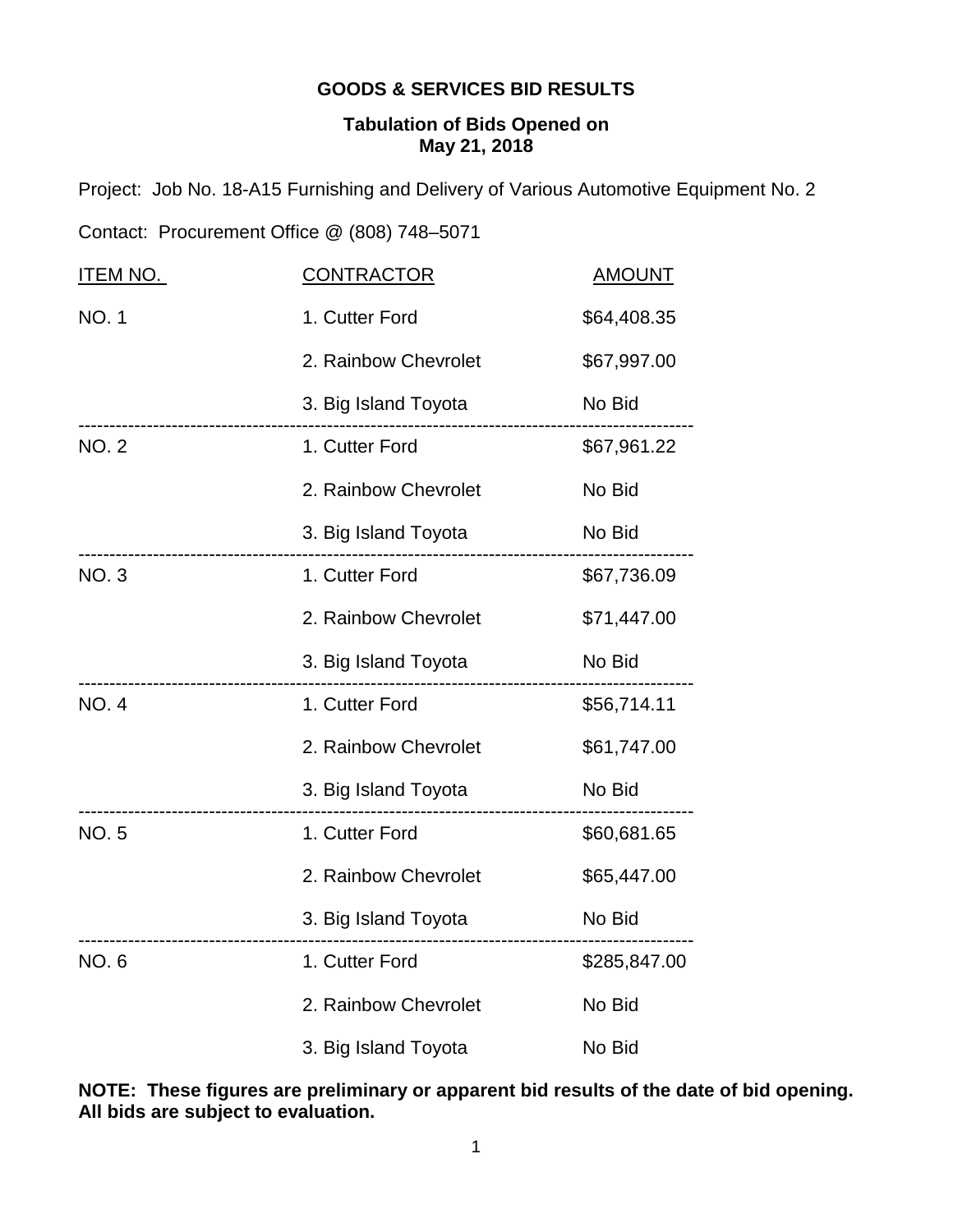**GOODS & SERVICES BID RESULTS**

**Tabulation of Bids Opened on May 21, 2018**

Project: Job No. 18-A15 Furnishing and Delivery of Various Automotive Equipment No. 2

Contact: Procurement Office @ (808) 748–5071

| ITEM NO. | CONTRACTOR | AMOUNT |
|---|---|---|
| NO. 1 | 1. Cutter Ford | $64,408.35 |
| | 2. Rainbow Chevrolet | $67,997.00 |
| | 3. Big Island Toyota | No Bid |
| NO. 2 | 1. Cutter Ford | $67,961.22 |
| | 2. Rainbow Chevrolet | No Bid |
| | 3. Big Island Toyota | No Bid |
| NO. 3 | 1. Cutter Ford | $67,736.09 |
| | 2. Rainbow Chevrolet | $71,447.00 |
| | 3. Big Island Toyota | No Bid |
| NO. 4 | 1. Cutter Ford | $56,714.11 |
| | 2. Rainbow Chevrolet | $61,747.00 |
| | 3. Big Island Toyota | No Bid |
| NO. 5 | 1. Cutter Ford | $60,681.65 |
| | 2. Rainbow Chevrolet | $65,447.00 |
| | 3. Big Island Toyota | No Bid |
| NO. 6 | 1. Cutter Ford | $285,847.00 |
| | 2. Rainbow Chevrolet | No Bid |
| | 3. Big Island Toyota | No Bid |

**NOTE: These figures are preliminary or apparent bid results of the date of bid opening. All bids are subject to evaluation.**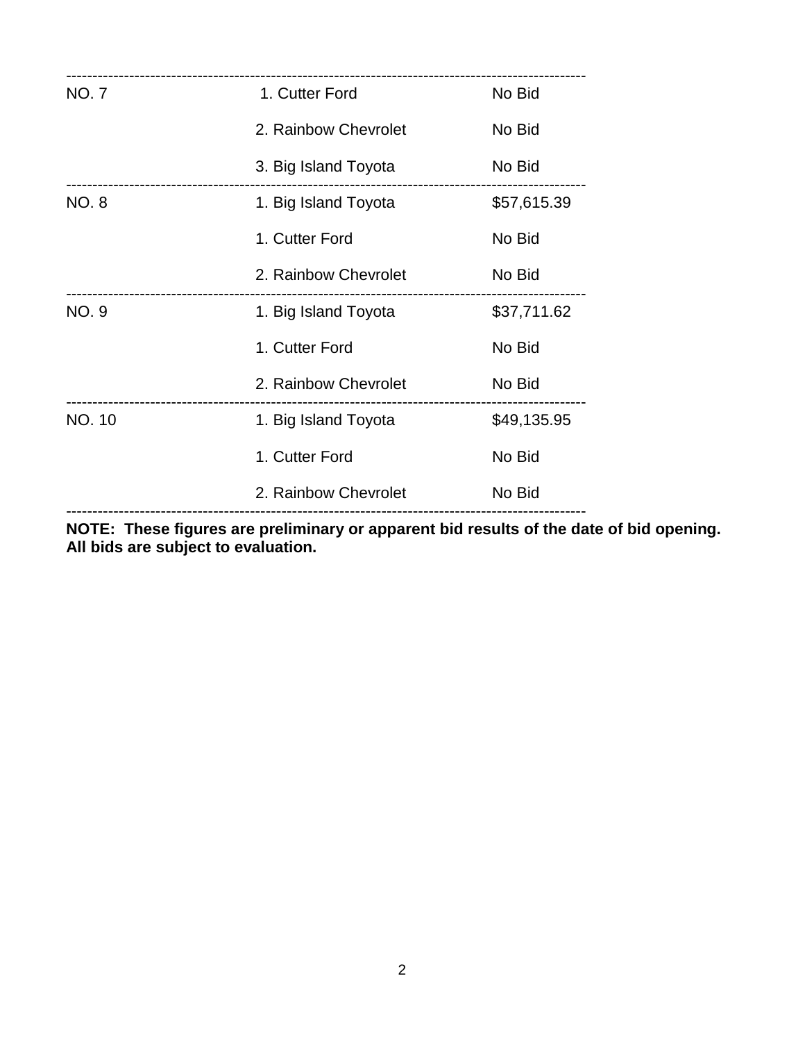| | | |
|---|---|---|
| NO. 7 | 1. Cutter Ford | No Bid |
| | 2. Rainbow Chevrolet | No Bid |
| | 3. Big Island Toyota | No Bid |
| NO. 8 | 1. Big Island Toyota | $57,615.39 |
| | 1. Cutter Ford | No Bid |
| | 2. Rainbow Chevrolet | No Bid |
| NO. 9 | 1. Big Island Toyota | $37,711.62 |
| | 1. Cutter Ford | No Bid |
| | 2. Rainbow Chevrolet | No Bid |
| NO. 10 | 1. Big Island Toyota | $49,135.95 |
| | 1. Cutter Ford | No Bid |
| | 2. Rainbow Chevrolet | No Bid |

**NOTE: These figures are preliminary or apparent bid results of the date of bid opening. All bids are subject to evaluation.**